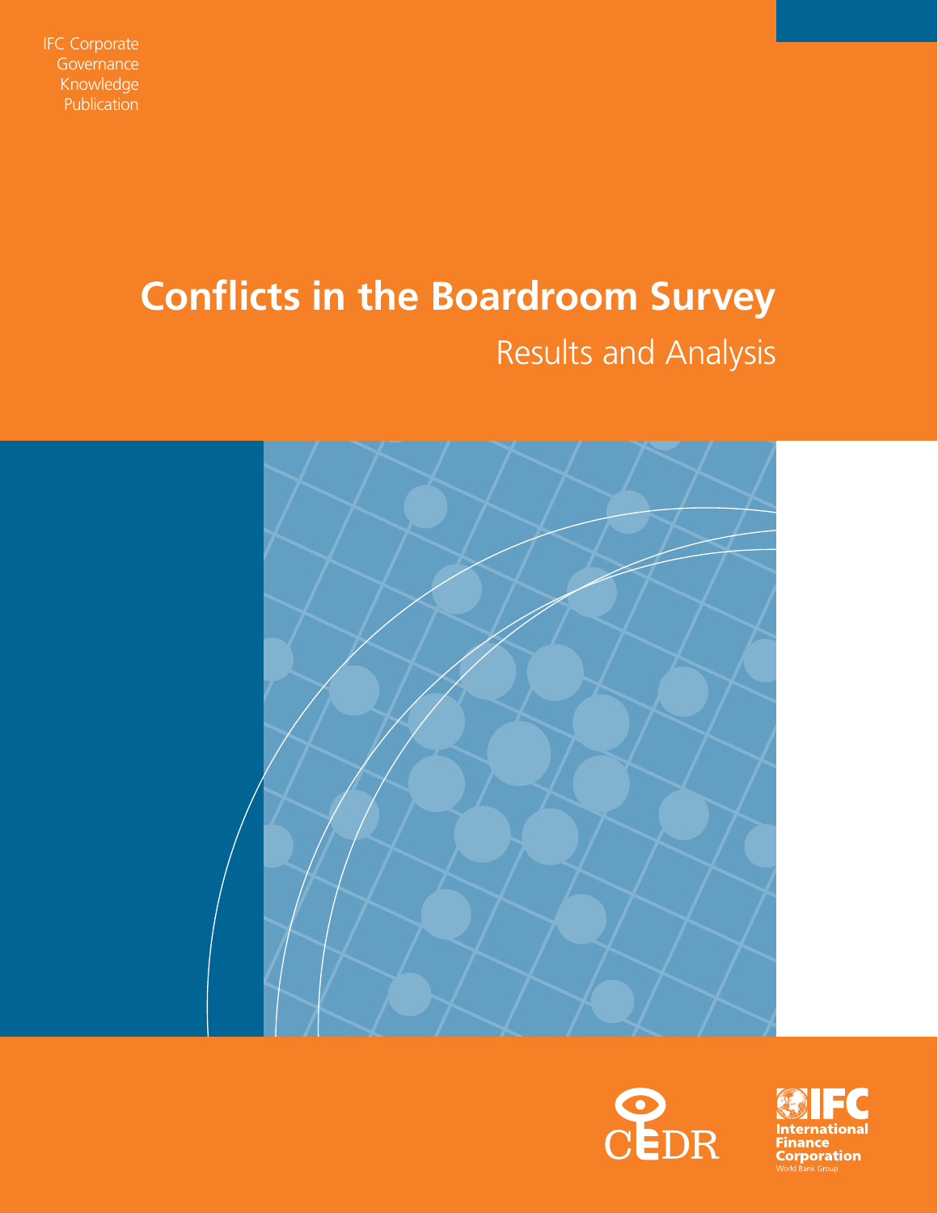IFC Corporate Governance Knowledge Publication

# Conflicts in the Boardroom Survey

## Results and Analysis

CEDR

IFC International Finance Corporation World Bank Group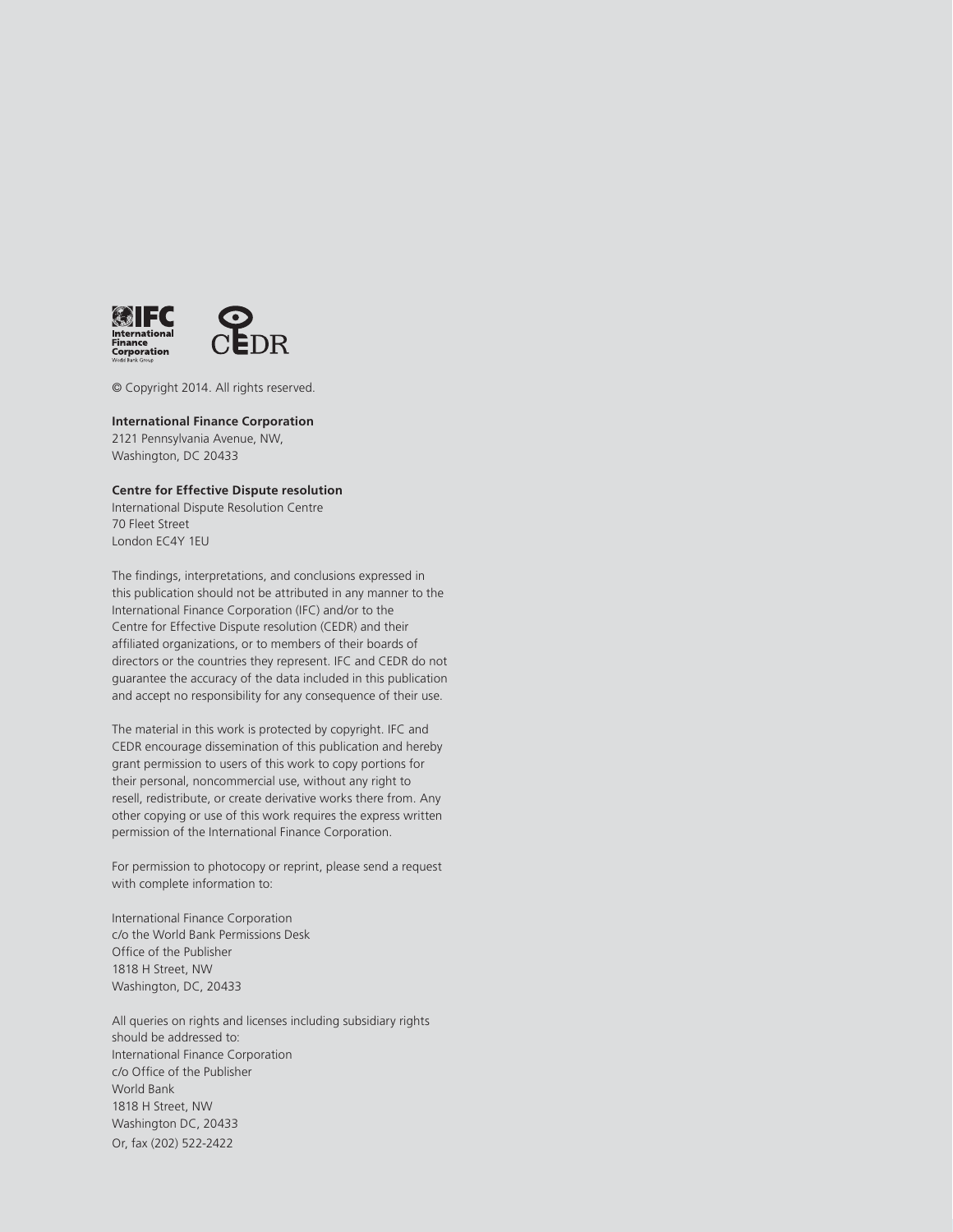© Copyright 2014. All rights reserved.

**International Finance Corporation**
2121 Pennsylvania Avenue, NW,
Washington, DC 20433

**Centre for Effective Dispute resolution**
International Dispute Resolution Centre
70 Fleet Street
London EC4Y 1EU

The findings, interpretations, and conclusions expressed in this publication should not be attributed in any manner to the International Finance Corporation (IFC) and/or to the Centre for Effective Dispute resolution (CEDR) and their affiliated organizations, or to members of their boards of directors or the countries they represent. IFC and CEDR do not guarantee the accuracy of the data included in this publication and accept no responsibility for any consequence of their use.

The material in this work is protected by copyright. IFC and CEDR encourage dissemination of this publication and hereby grant permission to users of this work to copy portions for their personal, noncommercial use, without any right to resell, redistribute, or create derivative works there from. Any other copying or use of this work requires the express written permission of the International Finance Corporation.

For permission to photocopy or reprint, please send a request with complete information to:

International Finance Corporation
c/o the World Bank Permissions Desk
Office of the Publisher
1818 H Street, NW
Washington, DC, 20433

All queries on rights and licenses including subsidiary rights should be addressed to:
International Finance Corporation
c/o Office of the Publisher
World Bank
1818 H Street, NW
Washington DC, 20433
Or, fax (202) 522-2422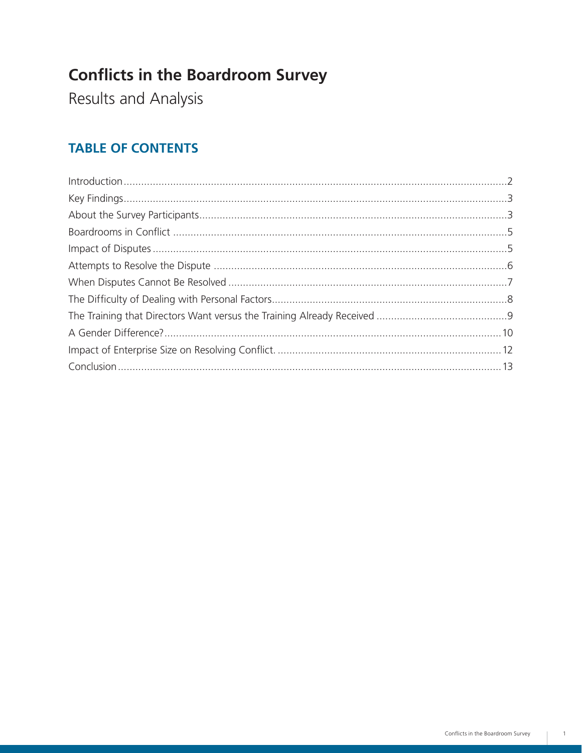# Conflicts in the Boardroom Survey

Results and Analysis

## TABLE OF CONTENTS

Introduction....................................................................................................................2

Key Findings....................................................................................................................3

About the Survey Participants.........................................................................................3

Boardrooms in Conflict ...................................................................................................5

Impact of Disputes ..........................................................................................................5

Attempts to Resolve the Dispute .....................................................................................6

When Disputes Cannot Be Resolved ...............................................................................7

The Difficulty of Dealing with Personal Factors.................................................................8

The Training that Directors Want versus the Training Already Received ............................9

A Gender Difference?....................................................................................................10

Impact of Enterprise Size on Resolving Conflict. ............................................................12

Conclusion....................................................................................................................13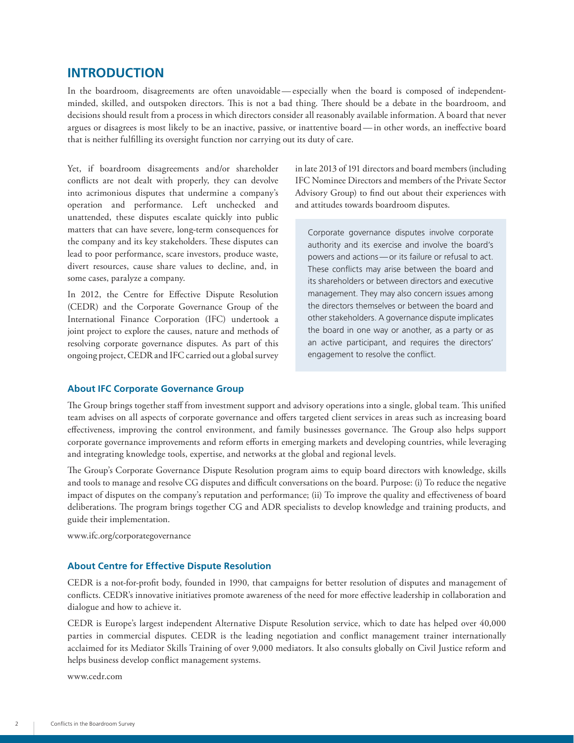## INTRODUCTION

In the boardroom, disagreements are often unavoidable — especially when the board is composed of independent-minded, skilled, and outspoken directors. This is not a bad thing. There should be a debate in the boardroom, and decisions should result from a process in which directors consider all reasonably available information. A board that never argues or disagrees is most likely to be an inactive, passive, or inattentive board — in other words, an ineffective board that is neither fulfilling its oversight function nor carrying out its duty of care.

Yet, if boardroom disagreements and/or shareholder conflicts are not dealt with properly, they can devolve into acrimonious disputes that undermine a company's operation and performance. Left unchecked and unattended, these disputes escalate quickly into public matters that can have severe, long-term consequences for the company and its key stakeholders. These disputes can lead to poor performance, scare investors, produce waste, divert resources, cause share values to decline, and, in some cases, paralyze a company.

In 2012, the Centre for Effective Dispute Resolution (CEDR) and the Corporate Governance Group of the International Finance Corporation (IFC) undertook a joint project to explore the causes, nature and methods of resolving corporate governance disputes. As part of this ongoing project, CEDR and IFC carried out a global survey in late 2013 of 191 directors and board members (including IFC Nominee Directors and members of the Private Sector Advisory Group) to find out about their experiences with and attitudes towards boardroom disputes.

> Corporate governance disputes involve corporate authority and its exercise and involve the board's powers and actions — or its failure or refusal to act. These conflicts may arise between the board and its shareholders or between directors and executive management. They may also concern issues among the directors themselves or between the board and other stakeholders. A governance dispute implicates the board in one way or another, as a party or as an active participant, and requires the directors' engagement to resolve the conflict.

### About IFC Corporate Governance Group

The Group brings together staff from investment support and advisory operations into a single, global team. This unified team advises on all aspects of corporate governance and offers targeted client services in areas such as increasing board effectiveness, improving the control environment, and family businesses governance. The Group also helps support corporate governance improvements and reform efforts in emerging markets and developing countries, while leveraging and integrating knowledge tools, expertise, and networks at the global and regional levels.

The Group's Corporate Governance Dispute Resolution program aims to equip board directors with knowledge, skills and tools to manage and resolve CG disputes and difficult conversations on the board. Purpose: (i) To reduce the negative impact of disputes on the company's reputation and performance; (ii) To improve the quality and effectiveness of board deliberations. The program brings together CG and ADR specialists to develop knowledge and training products, and guide their implementation.

www.ifc.org/corporategovernance

### About Centre for Effective Dispute Resolution

CEDR is a not-for-profit body, founded in 1990, that campaigns for better resolution of disputes and management of conflicts. CEDR's innovative initiatives promote awareness of the need for more effective leadership in collaboration and dialogue and how to achieve it.

CEDR is Europe's largest independent Alternative Dispute Resolution service, which to date has helped over 40,000 parties in commercial disputes. CEDR is the leading negotiation and conflict management trainer internationally acclaimed for its Mediator Skills Training of over 9,000 mediators. It also consults globally on Civil Justice reform and helps business develop conflict management systems.

www.cedr.com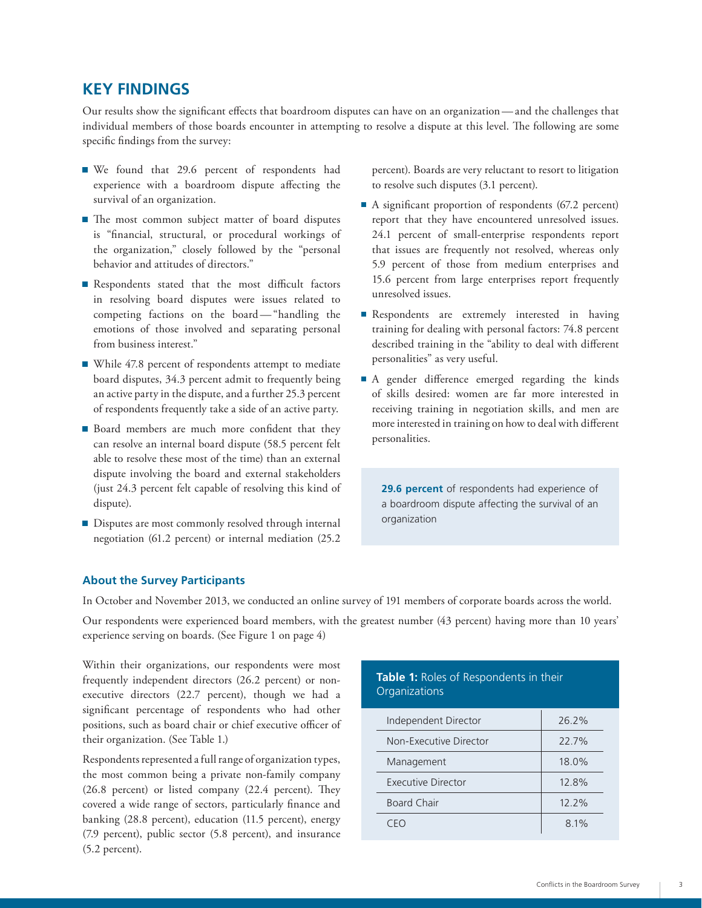## KEY FINDINGS

Our results show the significant effects that boardroom disputes can have on an organization — and the challenges that individual members of those boards encounter in attempting to resolve a dispute at this level. The following are some specific findings from the survey:

- We found that 29.6 percent of respondents had experience with a boardroom dispute affecting the survival of an organization.
- The most common subject matter of board disputes is "financial, structural, or procedural workings of the organization," closely followed by the "personal behavior and attitudes of directors."
- Respondents stated that the most difficult factors in resolving board disputes were issues related to competing factions on the board — "handling the emotions of those involved and separating personal from business interest."
- While 47.8 percent of respondents attempt to mediate board disputes, 34.3 percent admit to frequently being an active party in the dispute, and a further 25.3 percent of respondents frequently take a side of an active party.
- Board members are much more confident that they can resolve an internal board dispute (58.5 percent felt able to resolve these most of the time) than an external dispute involving the board and external stakeholders (just 24.3 percent felt capable of resolving this kind of dispute).
- Disputes are most commonly resolved through internal negotiation (61.2 percent) or internal mediation (25.2 percent). Boards are very reluctant to resort to litigation to resolve such disputes (3.1 percent).
- A significant proportion of respondents (67.2 percent) report that they have encountered unresolved issues. 24.1 percent of small-enterprise respondents report that issues are frequently not resolved, whereas only 5.9 percent of those from medium enterprises and 15.6 percent from large enterprises report frequently unresolved issues.
- Respondents are extremely interested in having training for dealing with personal factors: 74.8 percent described training in the "ability to deal with different personalities" as very useful.
- A gender difference emerged regarding the kinds of skills desired: women are far more interested in receiving training in negotiation skills, and men are more interested in training on how to deal with different personalities.

**29.6 percent** of respondents had experience of a boardroom dispute affecting the survival of an organization

### About the Survey Participants

In October and November 2013, we conducted an online survey of 191 members of corporate boards across the world.

Our respondents were experienced board members, with the greatest number (43 percent) having more than 10 years' experience serving on boards. (See Figure 1 on page 4)

Within their organizations, our respondents were most frequently independent directors (26.2 percent) or non-executive directors (22.7 percent), though we had a significant percentage of respondents who had other positions, such as board chair or chief executive officer of their organization. (See Table 1.)

Respondents represented a full range of organization types, the most common being a private non-family company (26.8 percent) or listed company (22.4 percent). They covered a wide range of sectors, particularly finance and banking (28.8 percent), education (11.5 percent), energy (7.9 percent), public sector (5.8 percent), and insurance (5.2 percent).

**Table 1:** Roles of Respondents in their Organizations

| Role | Percent |
|---|---|
| Independent Director | 26.2% |
| Non-Executive Director | 22.7% |
| Management | 18.0% |
| Executive Director | 12.8% |
| Board Chair | 12.2% |
| CEO | 8.1% |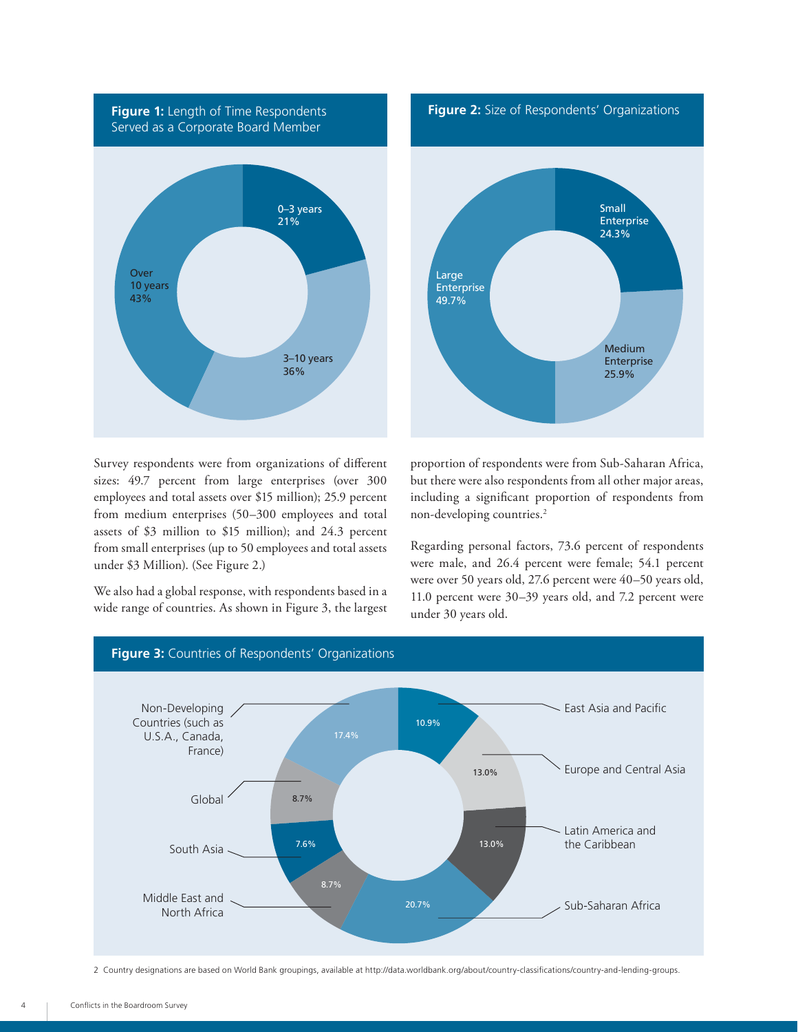**Figure 1:** Length of Time Respondents Served as a Corporate Board Member

| Length of time | Percent |
| --- | --- |
| 0–3 years | 21% |
| 3–10 years | 36% |
| Over 10 years | 43% |

**Figure 2:** Size of Respondents' Organizations

| Size | Percent |
| --- | --- |
| Small Enterprise | 24.3% |
| Medium Enterprise | 25.9% |
| Large Enterprise | 49.7% |

Survey respondents were from organizations of different sizes: 49.7 percent from large enterprises (over 300 employees and total assets over $15 million); 25.9 percent from medium enterprises (50–300 employees and total assets of $3 million to $15 million); and 24.3 percent from small enterprises (up to 50 employees and total assets under $3 Million). (See Figure 2.)

We also had a global response, with respondents based in a wide range of countries. As shown in Figure 3, the largest proportion of respondents were from Sub-Saharan Africa, but there were also respondents from all other major areas, including a significant proportion of respondents from non-developing countries.[2]

Regarding personal factors, 73.6 percent of respondents were male, and 26.4 percent were female; 54.1 percent were over 50 years old, 27.6 percent were 40–50 years old, 11.0 percent were 30–39 years old, and 7.2 percent were under 30 years old.

**Figure 3:** Countries of Respondents' Organizations

| Region | Percent |
| --- | --- |
| East Asia and Pacific | 10.9% |
| Europe and Central Asia | 13.0% |
| Latin America and the Caribbean | 13.0% |
| Sub-Saharan Africa | 20.7% |
| Middle East and North Africa | 8.7% |
| South Asia | 7.6% |
| Global | 8.7% |
| Non-Developing Countries (such as U.S.A., Canada, France) | 17.4% |

2 Country designations are based on World Bank groupings, available at http://data.worldbank.org/about/country-classifications/country-and-lending-groups.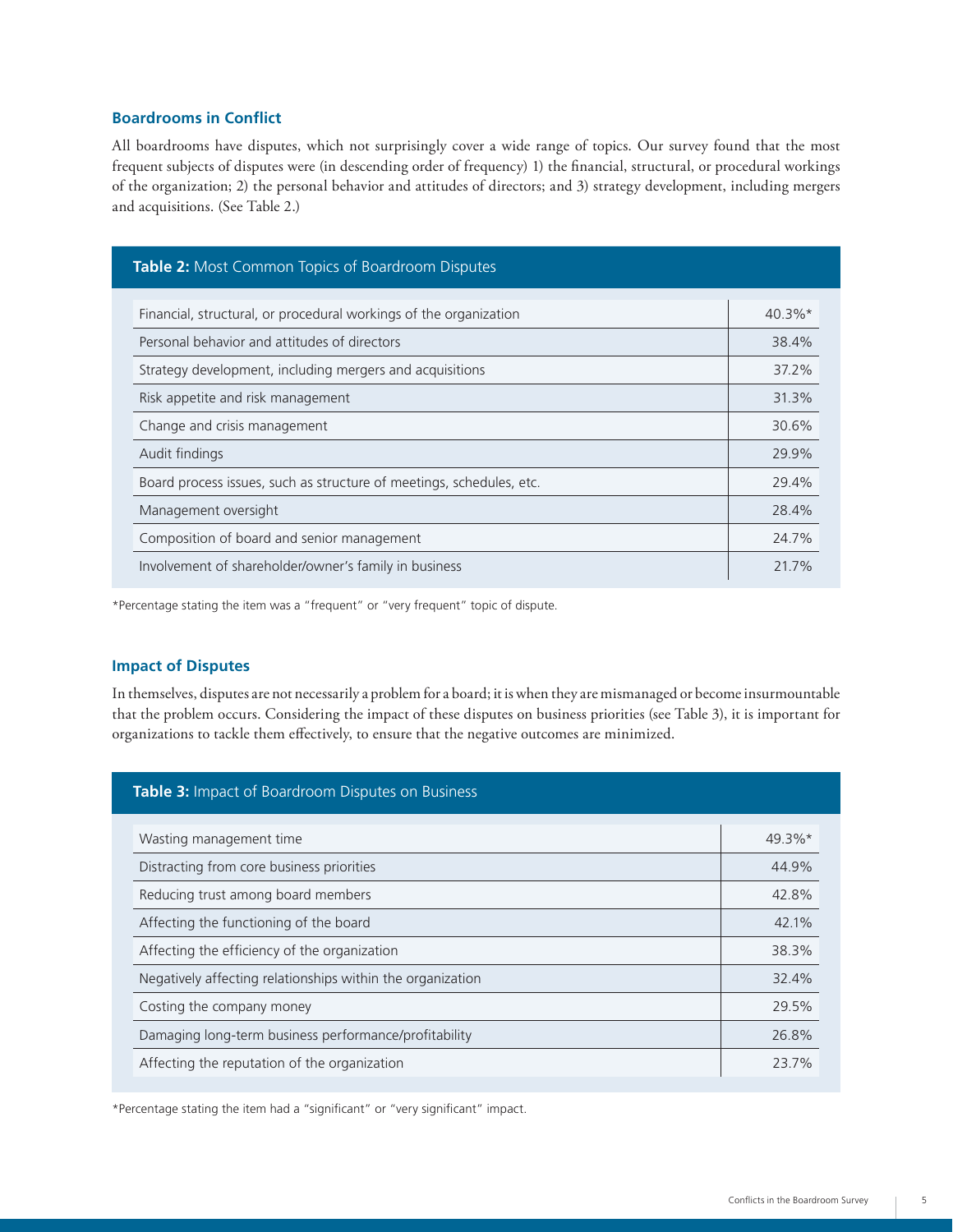### Boardrooms in Conflict

All boardrooms have disputes, which not surprisingly cover a wide range of topics. Our survey found that the most frequent subjects of disputes were (in descending order of frequency) 1) the financial, structural, or procedural workings of the organization; 2) the personal behavior and attitudes of directors; and 3) strategy development, including mergers and acquisitions. (See Table 2.)

**Table 2:** Most Common Topics of Boardroom Disputes

| Topic | % |
|---|---|
| Financial, structural, or procedural workings of the organization | 40.3%* |
| Personal behavior and attitudes of directors | 38.4% |
| Strategy development, including mergers and acquisitions | 37.2% |
| Risk appetite and risk management | 31.3% |
| Change and crisis management | 30.6% |
| Audit findings | 29.9% |
| Board process issues, such as structure of meetings, schedules, etc. | 29.4% |
| Management oversight | 28.4% |
| Composition of board and senior management | 24.7% |
| Involvement of shareholder/owner's family in business | 21.7% |

*Percentage stating the item was a "frequent" or "very frequent" topic of dispute.

### Impact of Disputes

In themselves, disputes are not necessarily a problem for a board; it is when they are mismanaged or become insurmountable that the problem occurs. Considering the impact of these disputes on business priorities (see Table 3), it is important for organizations to tackle them effectively, to ensure that the negative outcomes are minimized.

**Table 3:** Impact of Boardroom Disputes on Business

| Impact | % |
|---|---|
| Wasting management time | 49.3%* |
| Distracting from core business priorities | 44.9% |
| Reducing trust among board members | 42.8% |
| Affecting the functioning of the board | 42.1% |
| Affecting the efficiency of the organization | 38.3% |
| Negatively affecting relationships within the organization | 32.4% |
| Costing the company money | 29.5% |
| Damaging long-term business performance/profitability | 26.8% |
| Affecting the reputation of the organization | 23.7% |

*Percentage stating the item had a "significant" or "very significant" impact.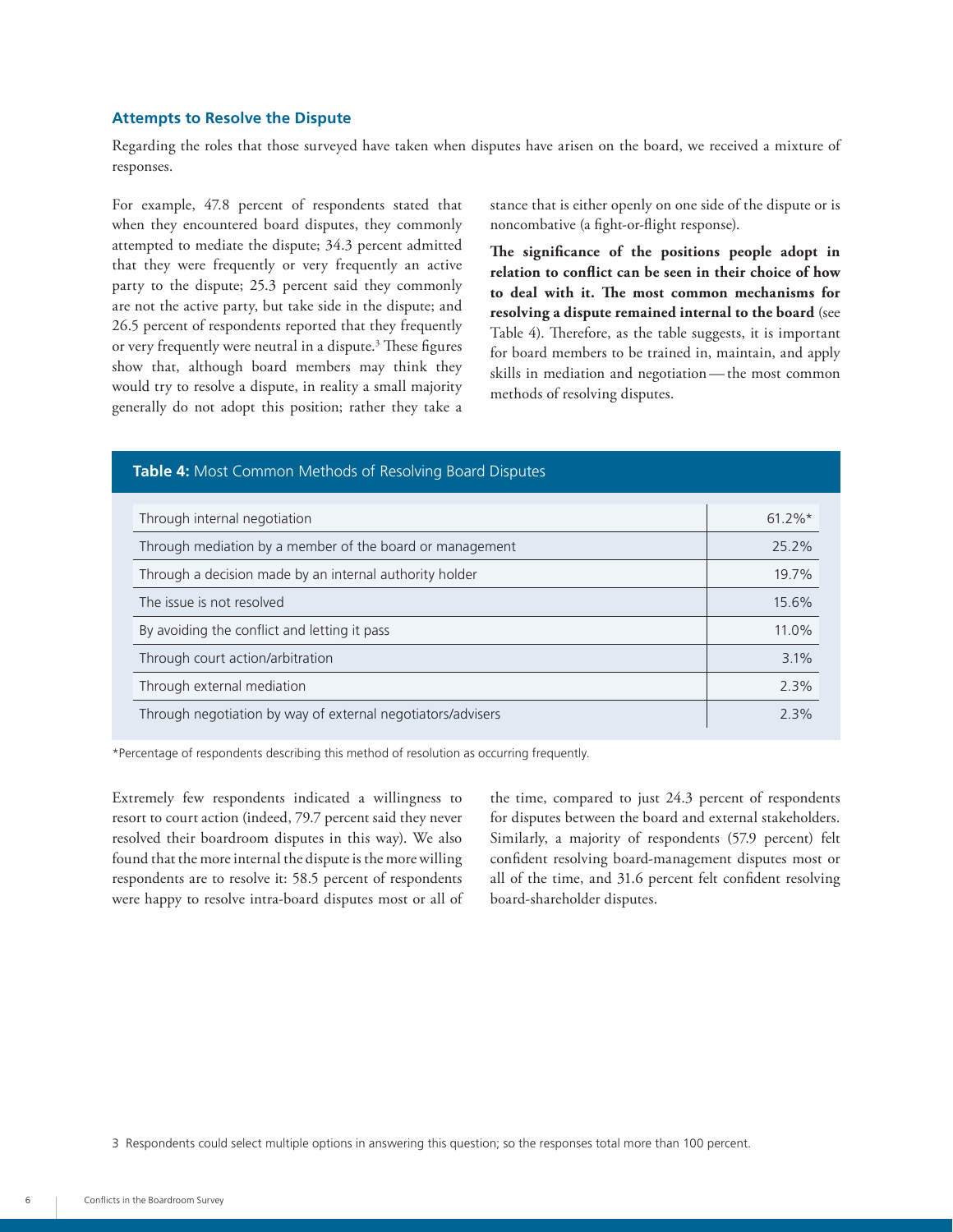### Attempts to Resolve the Dispute

Regarding the roles that those surveyed have taken when disputes have arisen on the board, we received a mixture of responses.

For example, 47.8 percent of respondents stated that when they encountered board disputes, they commonly attempted to mediate the dispute; 34.3 percent admitted that they were frequently or very frequently an active party to the dispute; 25.3 percent said they commonly are not the active party, but take side in the dispute; and 26.5 percent of respondents reported that they frequently or very frequently were neutral in a dispute.[3] These figures show that, although board members may think they would try to resolve a dispute, in reality a small majority generally do not adopt this position; rather they take a stance that is either openly on one side of the dispute or is noncombative (a fight-or-flight response).

**The significance of the positions people adopt in relation to conflict can be seen in their choice of how to deal with it. The most common mechanisms for resolving a dispute remained internal to the board** (see Table 4). Therefore, as the table suggests, it is important for board members to be trained in, maintain, and apply skills in mediation and negotiation — the most common methods of resolving disputes.

**Table 4:** Most Common Methods of Resolving Board Disputes

| Method | % |
|---|---|
| Through internal negotiation | 61.2%* |
| Through mediation by a member of the board or management | 25.2% |
| Through a decision made by an internal authority holder | 19.7% |
| The issue is not resolved | 15.6% |
| By avoiding the conflict and letting it pass | 11.0% |
| Through court action/arbitration | 3.1% |
| Through external mediation | 2.3% |
| Through negotiation by way of external negotiators/advisers | 2.3% |

*Percentage of respondents describing this method of resolution as occurring frequently.

Extremely few respondents indicated a willingness to resort to court action (indeed, 79.7 percent said they never resolved their boardroom disputes in this way). We also found that the more internal the dispute is the more willing respondents are to resolve it: 58.5 percent of respondents were happy to resolve intra-board disputes most or all of the time, compared to just 24.3 percent of respondents for disputes between the board and external stakeholders. Similarly, a majority of respondents (57.9 percent) felt confident resolving board-management disputes most or all of the time, and 31.6 percent felt confident resolving board-shareholder disputes.

3 Respondents could select multiple options in answering this question; so the responses total more than 100 percent.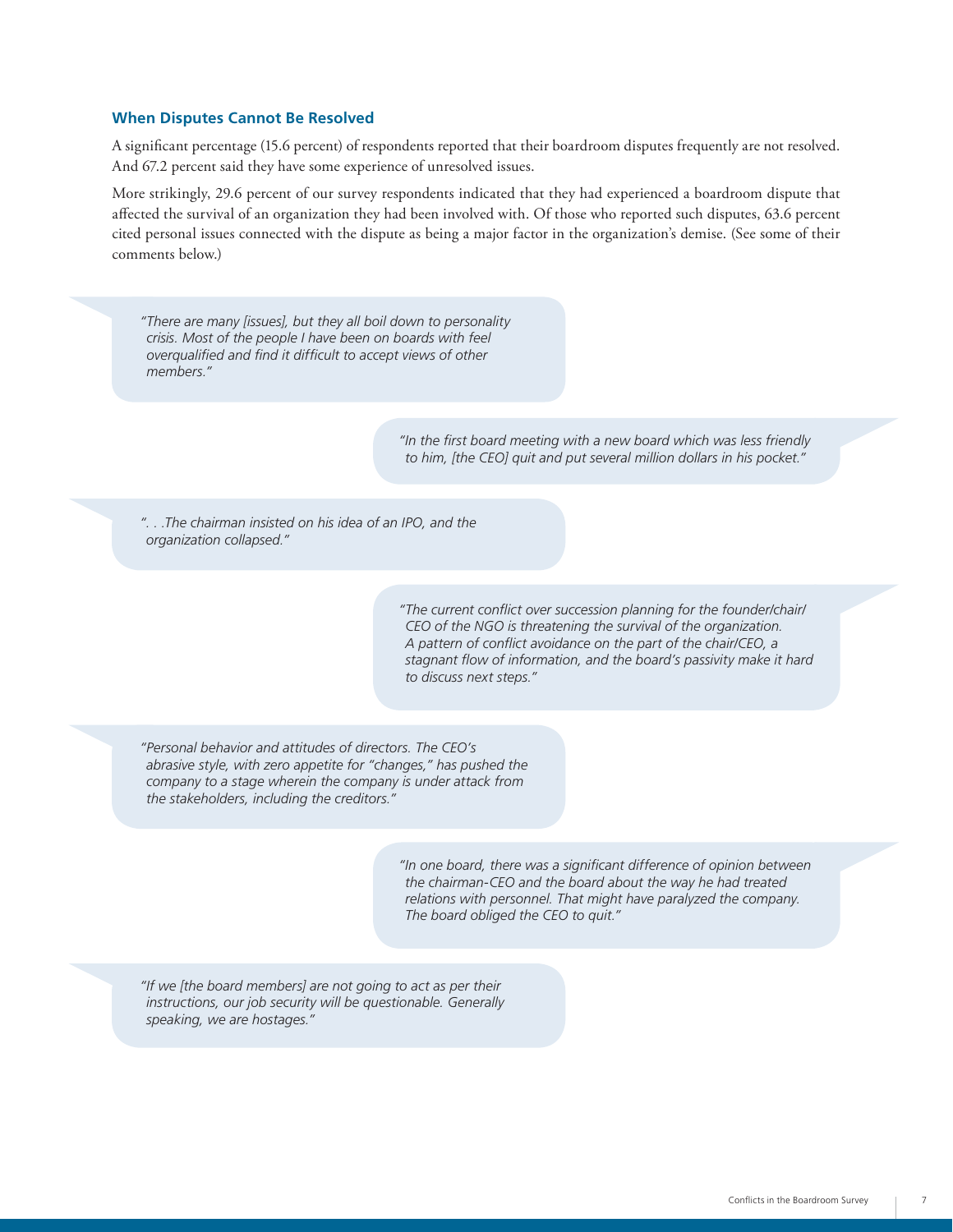### When Disputes Cannot Be Resolved

A significant percentage (15.6 percent) of respondents reported that their boardroom disputes frequently are not resolved. And 67.2 percent said they have some experience of unresolved issues.

More strikingly, 29.6 percent of our survey respondents indicated that they had experienced a boardroom dispute that affected the survival of an organization they had been involved with. Of those who reported such disputes, 63.6 percent cited personal issues connected with the dispute as being a major factor in the organization's demise. (See some of their comments below.)

> *"There are many [issues], but they all boil down to personality crisis. Most of the people I have been on boards with feel overqualified and find it difficult to accept views of other members."*

> *"In the first board meeting with a new board which was less friendly to him, [the CEO] quit and put several million dollars in his pocket."*

> *". . .The chairman insisted on his idea of an IPO, and the organization collapsed."*

> *"The current conflict over succession planning for the founder/chair/CEO of the NGO is threatening the survival of the organization. A pattern of conflict avoidance on the part of the chair/CEO, a stagnant flow of information, and the board's passivity make it hard to discuss next steps."*

> *"Personal behavior and attitudes of directors. The CEO's abrasive style, with zero appetite for "changes," has pushed the company to a stage wherein the company is under attack from the stakeholders, including the creditors."*

> *"In one board, there was a significant difference of opinion between the chairman-CEO and the board about the way he had treated relations with personnel. That might have paralyzed the company. The board obliged the CEO to quit."*

> *"If we [the board members] are not going to act as per their instructions, our job security will be questionable. Generally speaking, we are hostages."*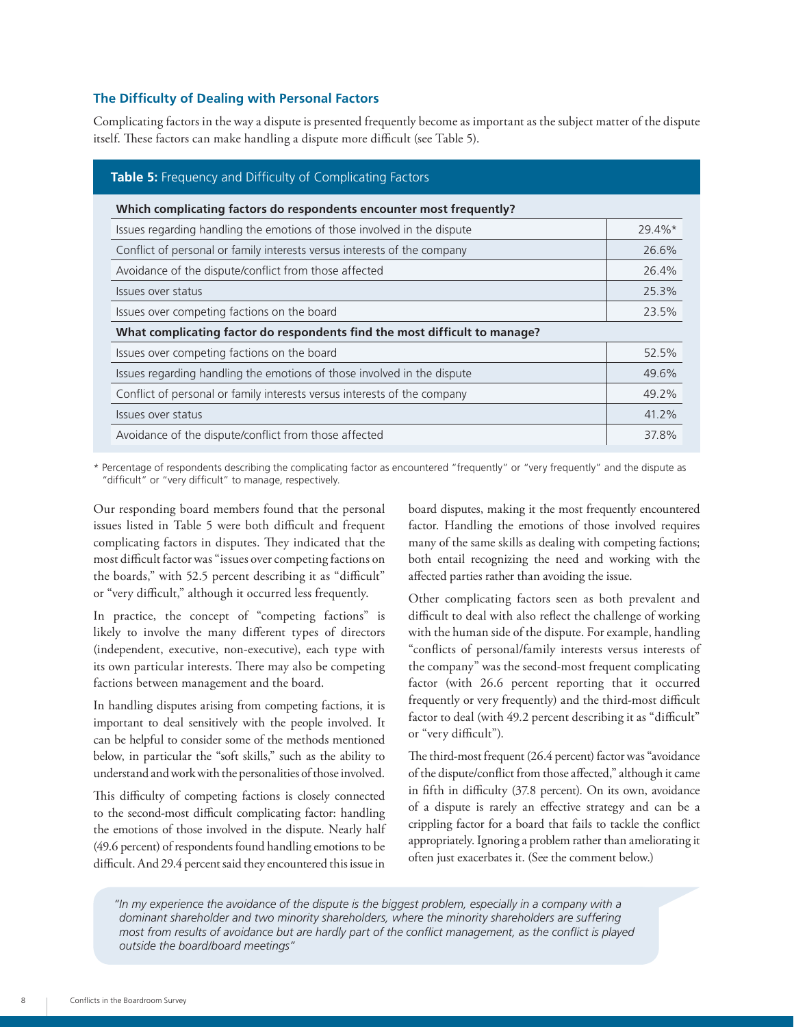### The Difficulty of Dealing with Personal Factors

Complicating factors in the way a dispute is presented frequently become as important as the subject matter of the dispute itself. These factors can make handling a dispute more difficult (see Table 5).

**Table 5:** Frequency and Difficulty of Complicating Factors

| **Which complicating factors do respondents encounter most frequently?** | |
|---|---|
| Issues regarding handling the emotions of those involved in the dispute | 29.4%* |
| Conflict of personal or family interests versus interests of the company | 26.6% |
| Avoidance of the dispute/conflict from those affected | 26.4% |
| Issues over status | 25.3% |
| Issues over competing factions on the board | 23.5% |
| **What complicating factor do respondents find the most difficult to manage?** | |
| Issues over competing factions on the board | 52.5% |
| Issues regarding handling the emotions of those involved in the dispute | 49.6% |
| Conflict of personal or family interests versus interests of the company | 49.2% |
| Issues over status | 41.2% |
| Avoidance of the dispute/conflict from those affected | 37.8% |

\* Percentage of respondents describing the complicating factor as encountered "frequently" or "very frequently" and the dispute as "difficult" or "very difficult" to manage, respectively.

Our responding board members found that the personal issues listed in Table 5 were both difficult and frequent complicating factors in disputes. They indicated that the most difficult factor was "issues over competing factions on the boards," with 52.5 percent describing it as "difficult" or "very difficult," although it occurred less frequently.

In practice, the concept of "competing factions" is likely to involve the many different types of directors (independent, executive, non-executive), each type with its own particular interests. There may also be competing factions between management and the board.

In handling disputes arising from competing factions, it is important to deal sensitively with the people involved. It can be helpful to consider some of the methods mentioned below, in particular the "soft skills," such as the ability to understand and work with the personalities of those involved.

This difficulty of competing factions is closely connected to the second-most difficult complicating factor: handling the emotions of those involved in the dispute. Nearly half (49.6 percent) of respondents found handling emotions to be difficult. And 29.4 percent said they encountered this issue in board disputes, making it the most frequently encountered factor. Handling the emotions of those involved requires many of the same skills as dealing with competing factions; both entail recognizing the need and working with the affected parties rather than avoiding the issue.

Other complicating factors seen as both prevalent and difficult to deal with also reflect the challenge of working with the human side of the dispute. For example, handling "conflicts of personal/family interests versus interests of the company" was the second-most frequent complicating factor (with 26.6 percent reporting that it occurred frequently or very frequently) and the third-most difficult factor to deal (with 49.2 percent describing it as "difficult" or "very difficult").

The third-most frequent (26.4 percent) factor was "avoidance of the dispute/conflict from those affected," although it came in fifth in difficulty (37.8 percent). On its own, avoidance of a dispute is rarely an effective strategy and can be a crippling factor for a board that fails to tackle the conflict appropriately. Ignoring a problem rather than ameliorating it often just exacerbates it. (See the comment below.)

> *"In my experience the avoidance of the dispute is the biggest problem, especially in a company with a dominant shareholder and two minority shareholders, where the minority shareholders are suffering most from results of avoidance but are hardly part of the conflict management, as the conflict is played outside the board/board meetings"*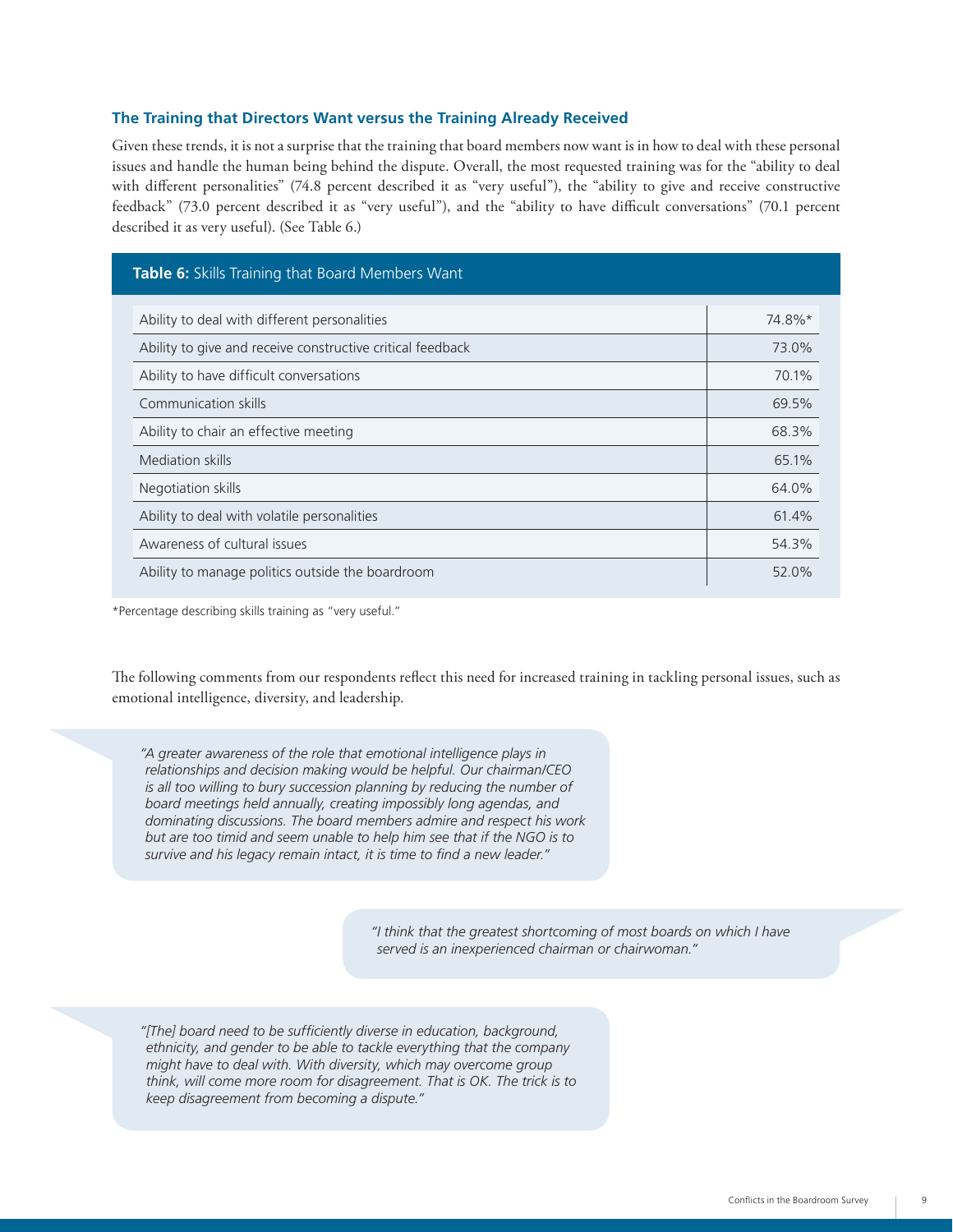### The Training that Directors Want versus the Training Already Received

Given these trends, it is not a surprise that the training that board members now want is in how to deal with these personal issues and handle the human being behind the dispute. Overall, the most requested training was for the "ability to deal with different personalities" (74.8 percent described it as "very useful"), the "ability to give and receive constructive feedback" (73.0 percent described it as "very useful"), and the "ability to have difficult conversations" (70.1 percent described it as very useful). (See Table 6.)

**Table 6:** Skills Training that Board Members Want

| Skill | Percentage |
|---|---|
| Ability to deal with different personalities | 74.8%* |
| Ability to give and receive constructive critical feedback | 73.0% |
| Ability to have difficult conversations | 70.1% |
| Communication skills | 69.5% |
| Ability to chair an effective meeting | 68.3% |
| Mediation skills | 65.1% |
| Negotiation skills | 64.0% |
| Ability to deal with volatile personalities | 61.4% |
| Awareness of cultural issues | 54.3% |
| Ability to manage politics outside the boardroom | 52.0% |

*Percentage describing skills training as "very useful."

The following comments from our respondents reflect this need for increased training in tackling personal issues, such as emotional intelligence, diversity, and leadership.

> *"A greater awareness of the role that emotional intelligence plays in relationships and decision making would be helpful. Our chairman/CEO is all too willing to bury succession planning by reducing the number of board meetings held annually, creating impossibly long agendas, and dominating discussions. The board members admire and respect his work but are too timid and seem unable to help him see that if the NGO is to survive and his legacy remain intact, it is time to find a new leader."*

> *"I think that the greatest shortcoming of most boards on which I have served is an inexperienced chairman or chairwoman."*

> *"[The] board need to be sufficiently diverse in education, background, ethnicity, and gender to be able to tackle everything that the company might have to deal with. With diversity, which may overcome group think, will come more room for disagreement. That is OK. The trick is to keep disagreement from becoming a dispute."*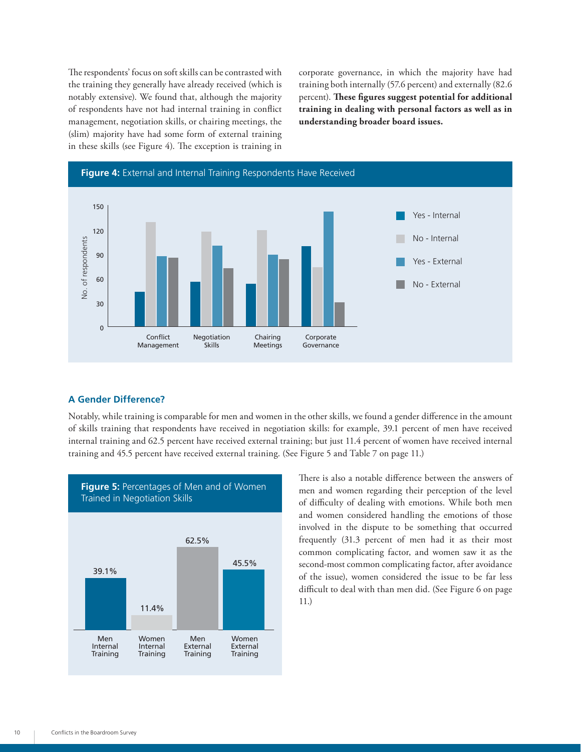The respondents' focus on soft skills can be contrasted with the training they generally have already received (which is notably extensive). We found that, although the majority of respondents have not had internal training in conflict management, negotiation skills, or chairing meetings, the (slim) majority have had some form of external training in these skills (see Figure 4). The exception is training in corporate governance, in which the majority have had training both internally (57.6 percent) and externally (82.6 percent). **These figures suggest potential for additional training in dealing with personal factors as well as in understanding broader board issues.**

**Figure 4:** External and Internal Training Respondents Have Received

## A Gender Difference?

Notably, while training is comparable for men and women in the other skills, we found a gender difference in the amount of skills training that respondents have received in negotiation skills: for example, 39.1 percent of men have received internal training and 62.5 percent have received external training; but just 11.4 percent of women have received internal training and 45.5 percent have received external training. (See Figure 5 and Table 7 on page 11.)

**Figure 5:** Percentages of Men and of Women Trained in Negotiation Skills

There is also a notable difference between the answers of men and women regarding their perception of the level of difficulty of dealing with emotions. While both men and women considered handling the emotions of those involved in the dispute to be something that occurred frequently (31.3 percent of men had it as their most common complicating factor, and women saw it as the second-most common complicating factor, after avoidance of the issue), women considered the issue to be far less difficult to deal with than men did. (See Figure 6 on page 11.)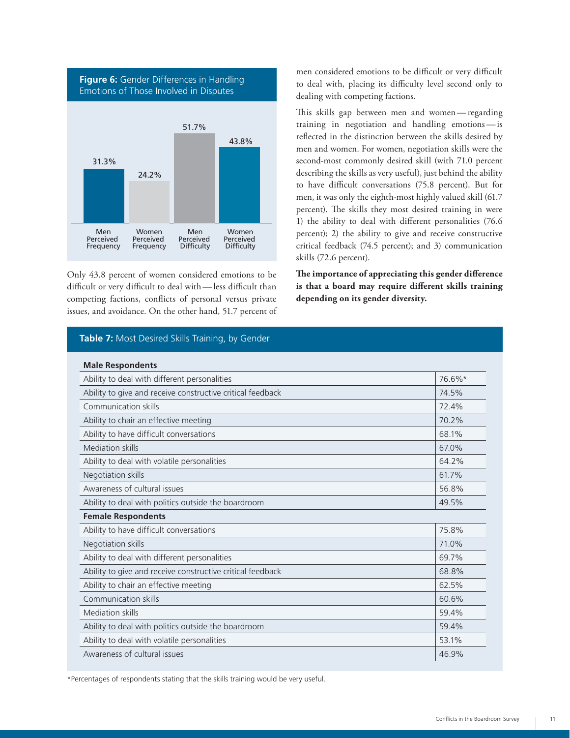**Figure 6:** Gender Differences in Handling Emotions of Those Involved in Disputes

| Men Perceived Frequency | Women Perceived Frequency | Men Perceived Difficulty | Women Perceived Difficulty |
|---|---|---|---|
| 31.3% | 24.2% | 51.7% | 43.8% |

Only 43.8 percent of women considered emotions to be difficult or very difficult to deal with — less difficult than competing factions, conflicts of personal versus private issues, and avoidance. On the other hand, 51.7 percent of men considered emotions to be difficult or very difficult to deal with, placing its difficulty level second only to dealing with competing factions.

This skills gap between men and women — regarding training in negotiation and handling emotions — is reflected in the distinction between the skills desired by men and women. For women, negotiation skills were the second-most commonly desired skill (with 71.0 percent describing the skills as very useful), just behind the ability to have difficult conversations (75.8 percent). But for men, it was only the eighth-most highly valued skill (61.7 percent). The skills they most desired training in were 1) the ability to deal with different personalities (76.6 percent); 2) the ability to give and receive constructive critical feedback (74.5 percent); and 3) communication skills (72.6 percent).

**The importance of appreciating this gender difference is that a board may require different skills training depending on its gender diversity.**

**Table 7:** Most Desired Skills Training, by Gender

| **Male Respondents** | |
|---|---|
| Ability to deal with different personalities | 76.6%* |
| Ability to give and receive constructive critical feedback | 74.5% |
| Communication skills | 72.4% |
| Ability to chair an effective meeting | 70.2% |
| Ability to have difficult conversations | 68.1% |
| Mediation skills | 67.0% |
| Ability to deal with volatile personalities | 64.2% |
| Negotiation skills | 61.7% |
| Awareness of cultural issues | 56.8% |
| Ability to deal with politics outside the boardroom | 49.5% |
| **Female Respondents** | |
| Ability to have difficult conversations | 75.8% |
| Negotiation skills | 71.0% |
| Ability to deal with different personalities | 69.7% |
| Ability to give and receive constructive critical feedback | 68.8% |
| Ability to chair an effective meeting | 62.5% |
| Communication skills | 60.6% |
| Mediation skills | 59.4% |
| Ability to deal with politics outside the boardroom | 59.4% |
| Ability to deal with volatile personalities | 53.1% |
| Awareness of cultural issues | 46.9% |

*Percentages of respondents stating that the skills training would be very useful.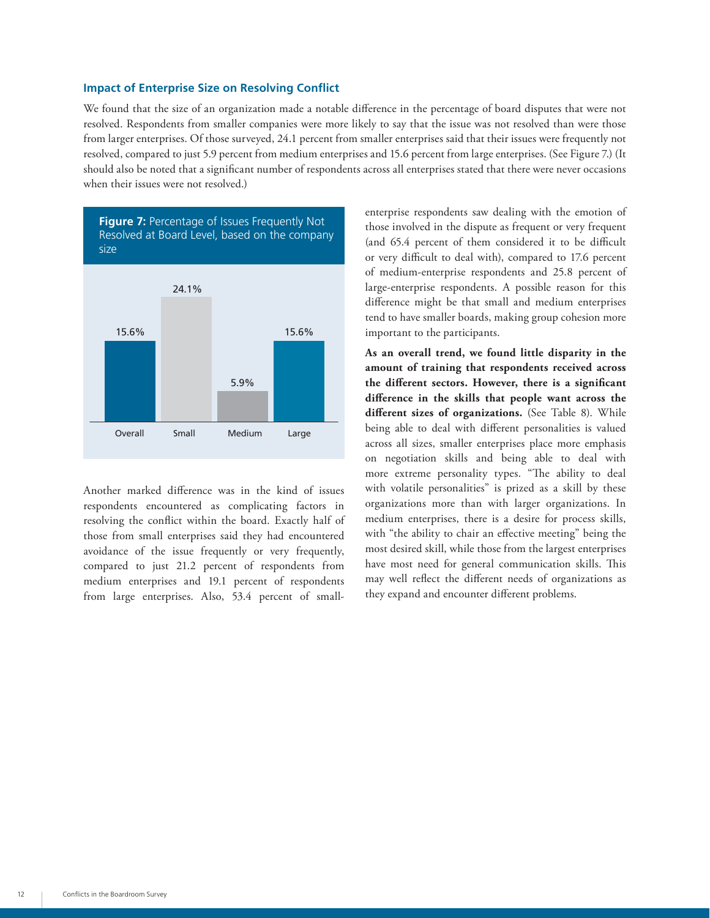### Impact of Enterprise Size on Resolving Conflict

We found that the size of an organization made a notable difference in the percentage of board disputes that were not resolved. Respondents from smaller companies were more likely to say that the issue was not resolved than were those from larger enterprises. Of those surveyed, 24.1 percent from smaller enterprises said that their issues were frequently not resolved, compared to just 5.9 percent from medium enterprises and 15.6 percent from large enterprises. (See Figure 7.) (It should also be noted that a significant number of respondents across all enterprises stated that there were never occasions when their issues were not resolved.)

**Figure 7:** Percentage of Issues Frequently Not Resolved at Board Level, based on the company size

| Overall | Small | Medium | Large |
|---|---|---|---|
| 15.6% | 24.1% | 5.9% | 15.6% |

Another marked difference was in the kind of issues respondents encountered as complicating factors in resolving the conflict within the board. Exactly half of those from small enterprises said they had encountered avoidance of the issue frequently or very frequently, compared to just 21.2 percent of respondents from medium enterprises and 19.1 percent of respondents from large enterprises. Also, 53.4 percent of small-enterprise respondents saw dealing with the emotion of those involved in the dispute as frequent or very frequent (and 65.4 percent of them considered it to be difficult or very difficult to deal with), compared to 17.6 percent of medium-enterprise respondents and 25.8 percent of large-enterprise respondents. A possible reason for this difference might be that small and medium enterprises tend to have smaller boards, making group cohesion more important to the participants.

**As an overall trend, we found little disparity in the amount of training that respondents received across the different sectors. However, there is a significant difference in the skills that people want across the different sizes of organizations.** (See Table 8). While being able to deal with different personalities is valued across all sizes, smaller enterprises place more emphasis on negotiation skills and being able to deal with more extreme personality types. "The ability to deal with volatile personalities" is prized as a skill by these organizations more than with larger organizations. In medium enterprises, there is a desire for process skills, with "the ability to chair an effective meeting" being the most desired skill, while those from the largest enterprises have most need for general communication skills. This may well reflect the different needs of organizations as they expand and encounter different problems.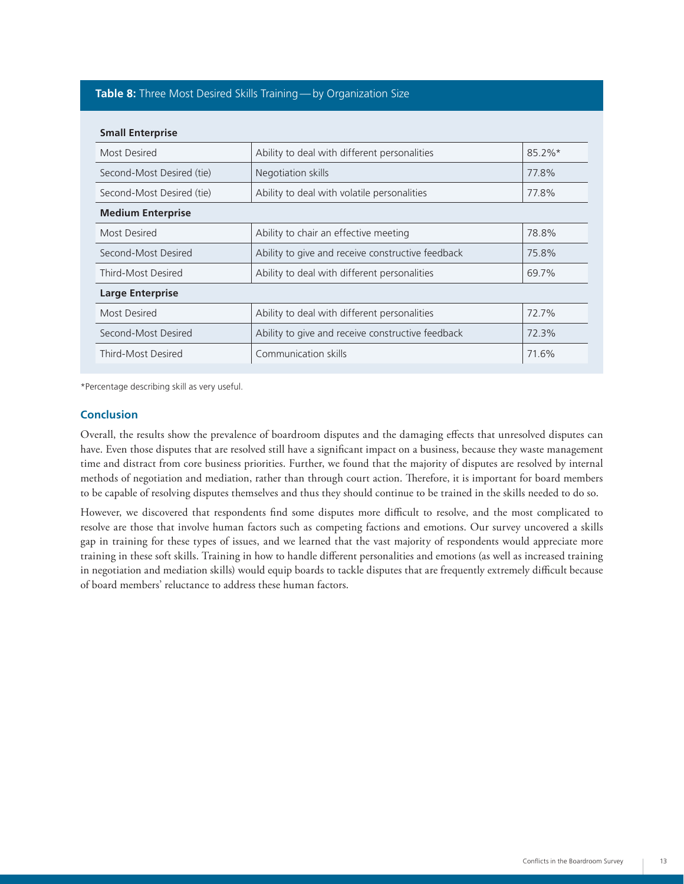**Table 8:** Three Most Desired Skills Training — by Organization Size

| **Small Enterprise** | | |
|---|---|---|
| Most Desired | Ability to deal with different personalities | 85.2%* |
| Second-Most Desired (tie) | Negotiation skills | 77.8% |
| Second-Most Desired (tie) | Ability to deal with volatile personalities | 77.8% |
| **Medium Enterprise** | | |
| Most Desired | Ability to chair an effective meeting | 78.8% |
| Second-Most Desired | Ability to give and receive constructive feedback | 75.8% |
| Third-Most Desired | Ability to deal with different personalities | 69.7% |
| **Large Enterprise** | | |
| Most Desired | Ability to deal with different personalities | 72.7% |
| Second-Most Desired | Ability to give and receive constructive feedback | 72.3% |
| Third-Most Desired | Communication skills | 71.6% |

*Percentage describing skill as very useful.

## Conclusion

Overall, the results show the prevalence of boardroom disputes and the damaging effects that unresolved disputes can have. Even those disputes that are resolved still have a significant impact on a business, because they waste management time and distract from core business priorities. Further, we found that the majority of disputes are resolved by internal methods of negotiation and mediation, rather than through court action. Therefore, it is important for board members to be capable of resolving disputes themselves and thus they should continue to be trained in the skills needed to do so.

However, we discovered that respondents find some disputes more difficult to resolve, and the most complicated to resolve are those that involve human factors such as competing factions and emotions. Our survey uncovered a skills gap in training for these types of issues, and we learned that the vast majority of respondents would appreciate more training in these soft skills. Training in how to handle different personalities and emotions (as well as increased training in negotiation and mediation skills) would equip boards to tackle disputes that are frequently extremely difficult because of board members' reluctance to address these human factors.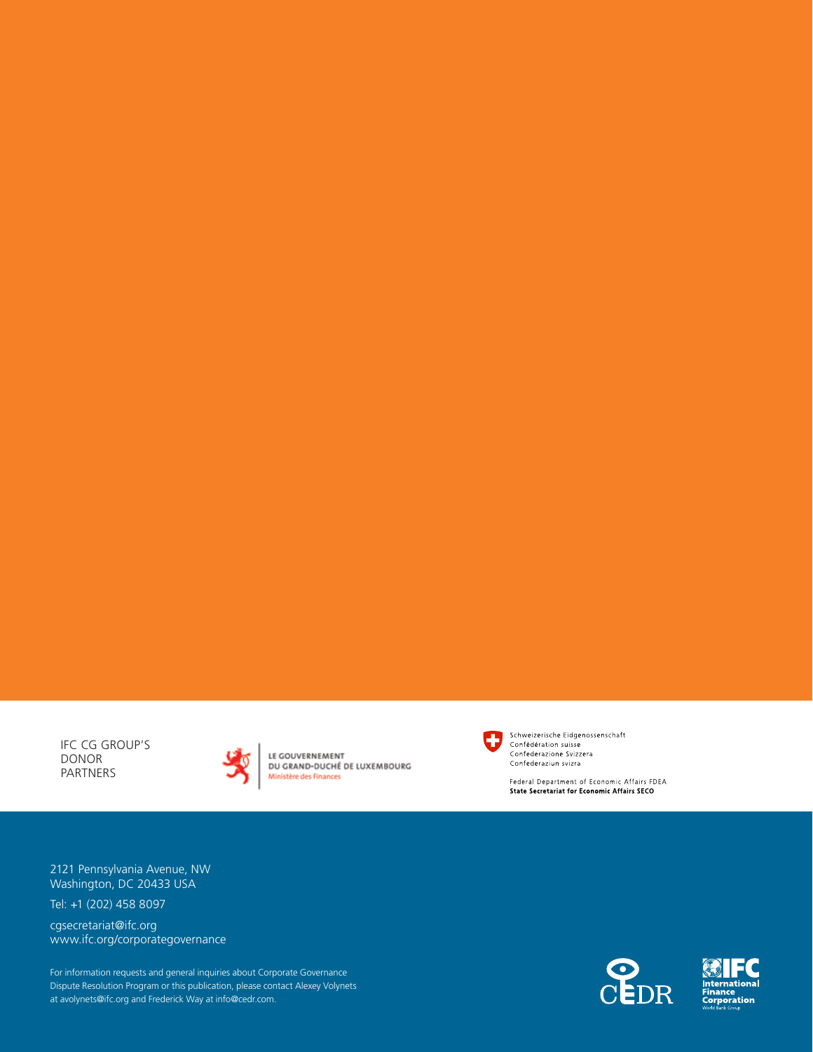IFC CG GROUP'S DONOR PARTNERS

LE GOUVERNEMENT DU GRAND-DUCHÉ DE LUXEMBOURG
Ministère des Finances

Schweizerische Eidgenossenschaft
Confédération suisse
Confederazione Svizzera
Confederaziun svizra

Federal Department of Economic Affairs FDEA
**State Secretariat for Economic Affairs SECO**

2121 Pennsylvania Avenue, NW
Washington, DC 20433 USA

Tel: +1 (202) 458 8097

cgsecretariat@ifc.org
www.ifc.org/corporategovernance

For information requests and general inquiries about Corporate Governance Dispute Resolution Program or this publication, please contact Alexey Volynets at avolynets@ifc.org and Frederick Way at info@cedr.com.

CEDR

IFC International Finance Corporation
World Bank Group